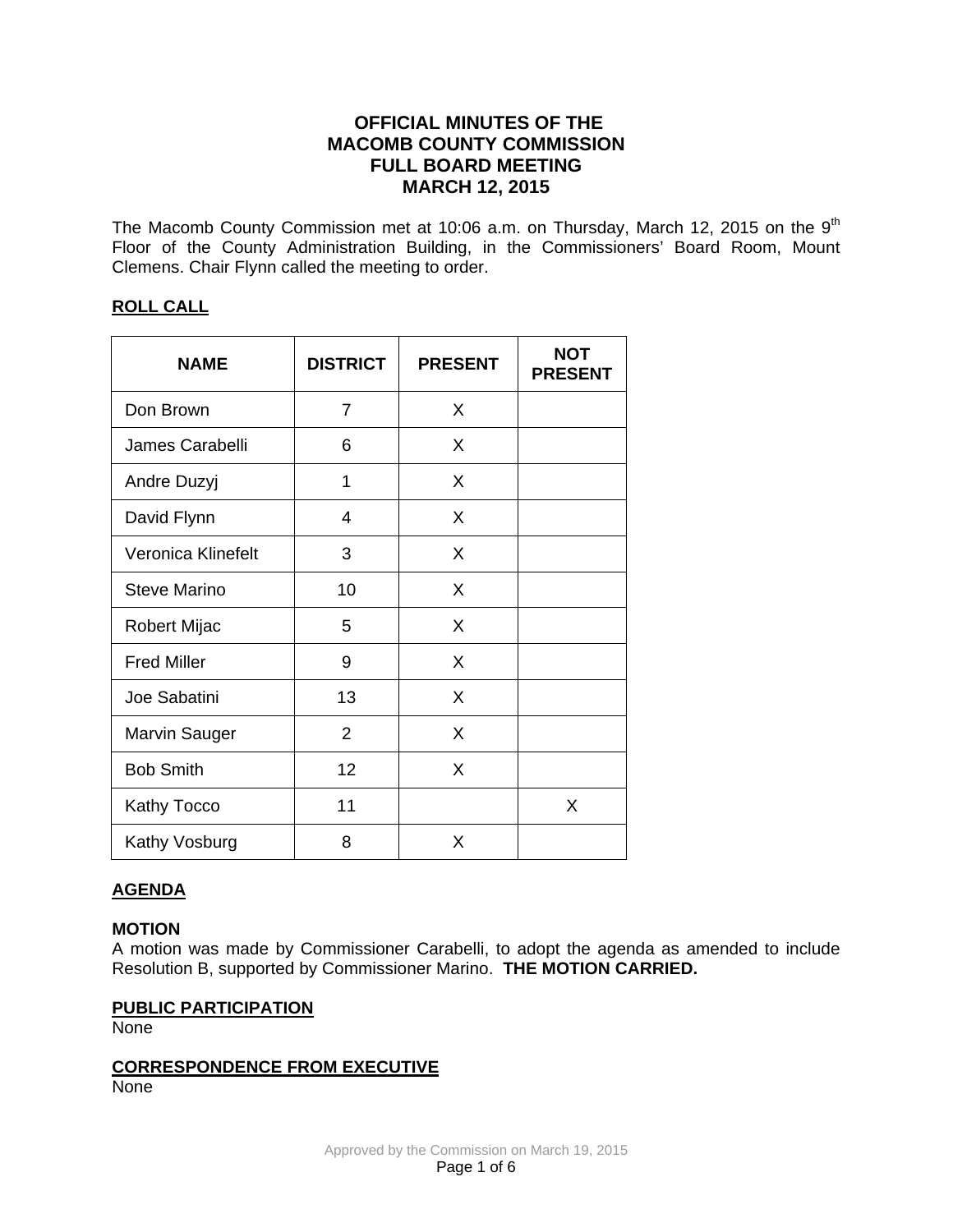# OFFICIAL MINUTES OF THE MACOMB COUNTY COMMISSION FULL BOARD MEETING MARCH 12, 2015

The Macomb County Commission met at 10:06 a.m. on Thursday, March 12, 2015 on the 9th Floor of the County Administration Building, in the Commissioners' Board Room, Mount Clemens. Chair Flynn called the meeting to order.

## ROLL CALL

| NAME | DISTRICT | PRESENT | NOT PRESENT |
|---|---|---|---|
| Don Brown | 7 | X | |
| James Carabelli | 6 | X | |
| Andre Duzyj | 1 | X | |
| David Flynn | 4 | X | |
| Veronica Klinefelt | 3 | X | |
| Steve Marino | 10 | X | |
| Robert Mijac | 5 | X | |
| Fred Miller | 9 | X | |
| Joe Sabatini | 13 | X | |
| Marvin Sauger | 2 | X | |
| Bob Smith | 12 | X | |
| Kathy Tocco | 11 | | X |
| Kathy Vosburg | 8 | X | |

## AGENDA

### MOTION

A motion was made by Commissioner Carabelli, to adopt the agenda as amended to include Resolution B, supported by Commissioner Marino. **THE MOTION CARRIED.**

## PUBLIC PARTICIPATION

None

## CORRESPONDENCE FROM EXECUTIVE

None

Approved by the Commission on March 19, 2015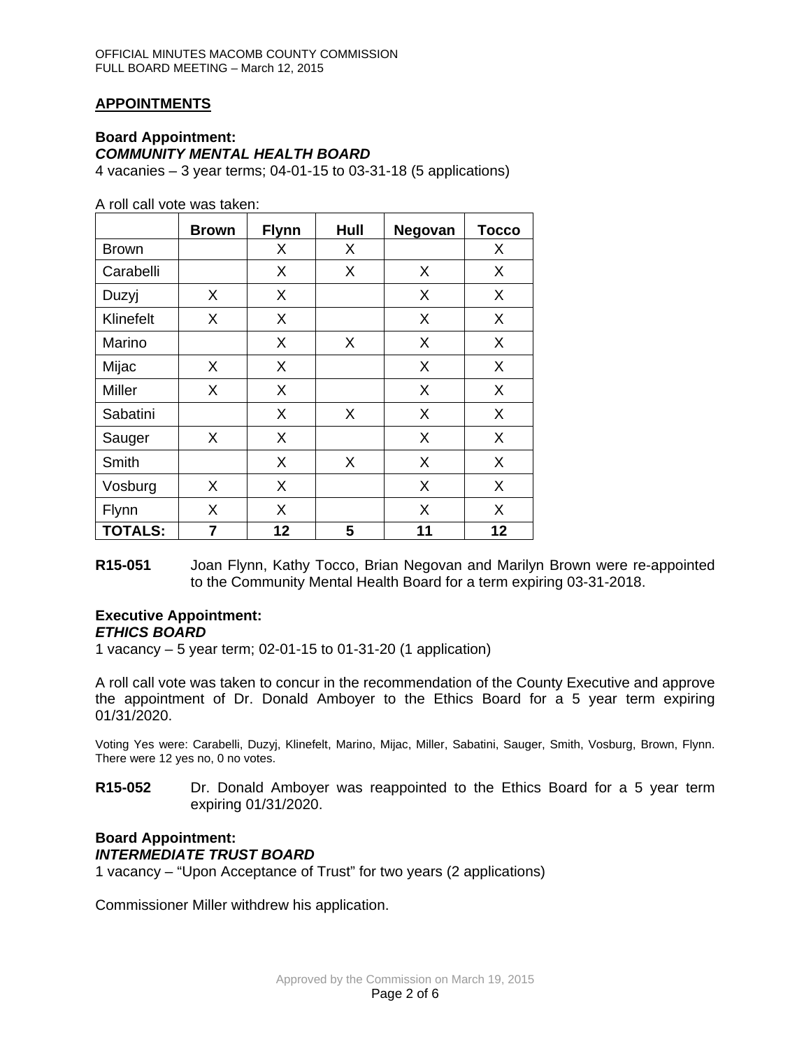## APPOINTMENTS

**Board Appointment:**
***COMMUNITY MENTAL HEALTH BOARD***
4 vacanies – 3 year terms; 04-01-15 to 03-31-18 (5 applications)

A roll call vote was taken:

| | Brown | Flynn | Hull | Negovan | Tocco |
|---|---|---|---|---|---|
| Brown | | X | X | | X |
| Carabelli | | X | X | X | X |
| Duzyj | X | X | | X | X |
| Klinefelt | X | X | | X | X |
| Marino | | X | X | X | X |
| Mijac | X | X | | X | X |
| Miller | X | X | | X | X |
| Sabatini | | X | X | X | X |
| Sauger | X | X | | X | X |
| Smith | | X | X | X | X |
| Vosburg | X | X | | X | X |
| Flynn | X | X | | X | X |
| **TOTALS:** | **7** | **12** | **5** | **11** | **12** |

**R15-051** Joan Flynn, Kathy Tocco, Brian Negovan and Marilyn Brown were re-appointed to the Community Mental Health Board for a term expiring 03-31-2018.

**Executive Appointment:**
***ETHICS BOARD***
1 vacancy – 5 year term; 02-01-15 to 01-31-20 (1 application)

A roll call vote was taken to concur in the recommendation of the County Executive and approve the appointment of Dr. Donald Amboyer to the Ethics Board for a 5 year term expiring 01/31/2020.

Voting Yes were: Carabelli, Duzyj, Klinefelt, Marino, Mijac, Miller, Sabatini, Sauger, Smith, Vosburg, Brown, Flynn. There were 12 yes no, 0 no votes.

**R15-052** Dr. Donald Amboyer was reappointed to the Ethics Board for a 5 year term expiring 01/31/2020.

**Board Appointment:**
***INTERMEDIATE TRUST BOARD***
1 vacancy – "Upon Acceptance of Trust" for two years (2 applications)

Commissioner Miller withdrew his application.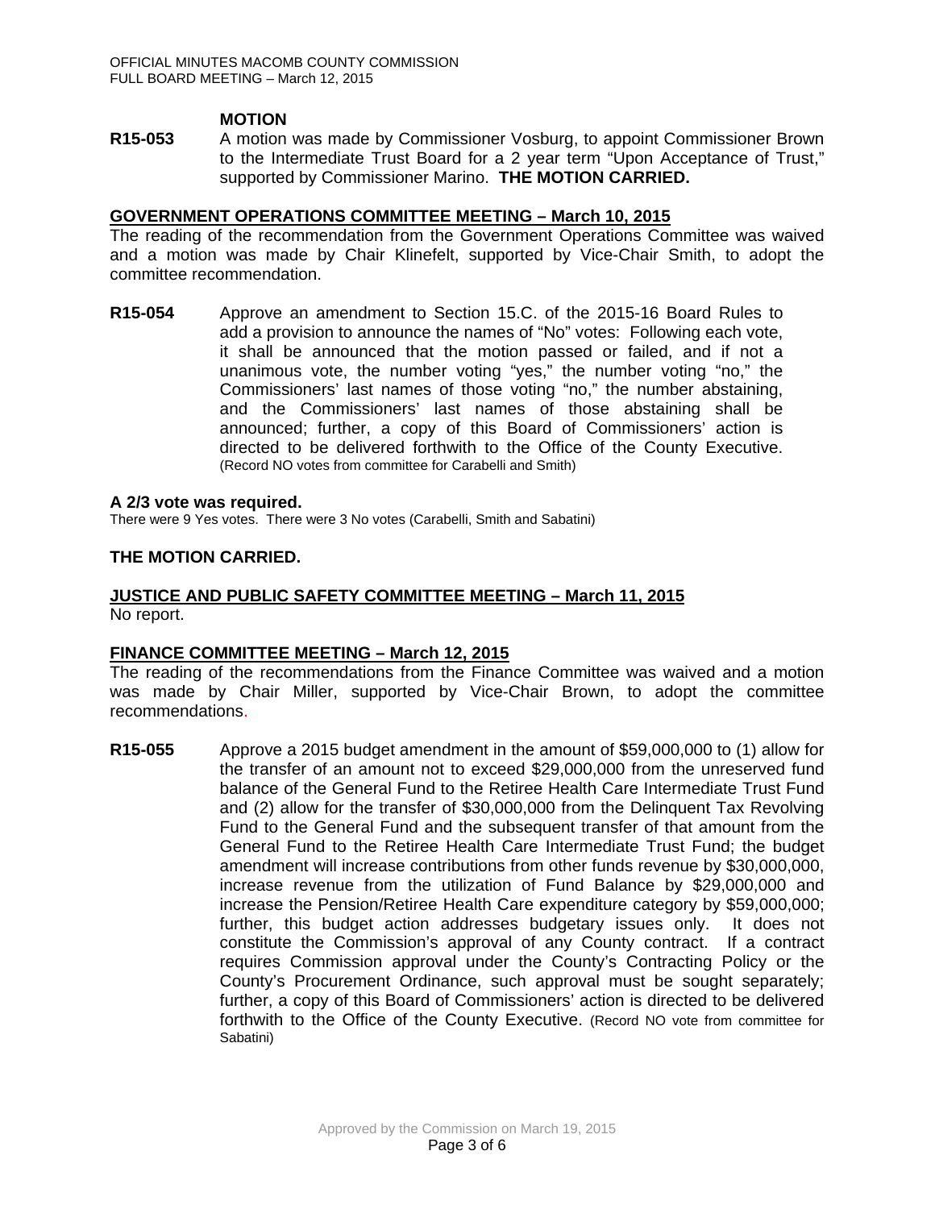**MOTION**

**R15-053** A motion was made by Commissioner Vosburg, to appoint Commissioner Brown to the Intermediate Trust Board for a 2 year term "Upon Acceptance of Trust," supported by Commissioner Marino. **THE MOTION CARRIED.**

## GOVERNMENT OPERATIONS COMMITTEE MEETING – March 10, 2015

The reading of the recommendation from the Government Operations Committee was waived and a motion was made by Chair Klinefelt, supported by Vice-Chair Smith, to adopt the committee recommendation.

**R15-054** Approve an amendment to Section 15.C. of the 2015-16 Board Rules to add a provision to announce the names of "No" votes: Following each vote, it shall be announced that the motion passed or failed, and if not a unanimous vote, the number voting "yes," the number voting "no," the Commissioners' last names of those voting "no," the number abstaining, and the Commissioners' last names of those abstaining shall be announced; further, a copy of this Board of Commissioners' action is directed to be delivered forthwith to the Office of the County Executive. (Record NO votes from committee for Carabelli and Smith)

**A 2/3 vote was required.**

There were 9 Yes votes. There were 3 No votes (Carabelli, Smith and Sabatini)

**THE MOTION CARRIED.**

## JUSTICE AND PUBLIC SAFETY COMMITTEE MEETING – March 11, 2015

No report.

## FINANCE COMMITTEE MEETING – March 12, 2015

The reading of the recommendations from the Finance Committee was waived and a motion was made by Chair Miller, supported by Vice-Chair Brown, to adopt the committee recommendations.

**R15-055** Approve a 2015 budget amendment in the amount of $59,000,000 to (1) allow for the transfer of an amount not to exceed $29,000,000 from the unreserved fund balance of the General Fund to the Retiree Health Care Intermediate Trust Fund and (2) allow for the transfer of $30,000,000 from the Delinquent Tax Revolving Fund to the General Fund and the subsequent transfer of that amount from the General Fund to the Retiree Health Care Intermediate Trust Fund; the budget amendment will increase contributions from other funds revenue by $30,000,000, increase revenue from the utilization of Fund Balance by $29,000,000 and increase the Pension/Retiree Health Care expenditure category by $59,000,000; further, this budget action addresses budgetary issues only. It does not constitute the Commission's approval of any County contract. If a contract requires Commission approval under the County's Contracting Policy or the County's Procurement Ordinance, such approval must be sought separately; further, a copy of this Board of Commissioners' action is directed to be delivered forthwith to the Office of the County Executive. (Record NO vote from committee for Sabatini)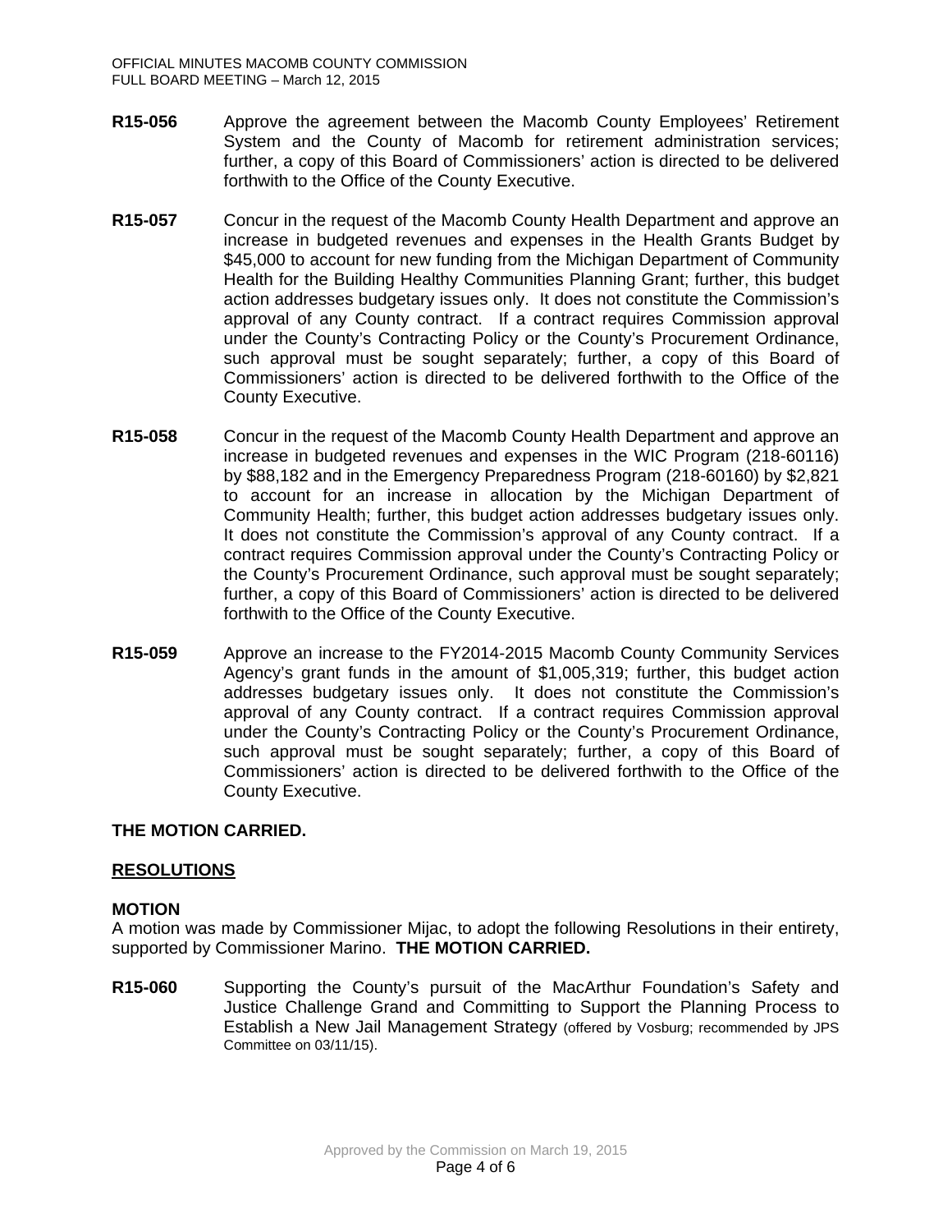**R15-056** Approve the agreement between the Macomb County Employees' Retirement System and the County of Macomb for retirement administration services; further, a copy of this Board of Commissioners' action is directed to be delivered forthwith to the Office of the County Executive.

**R15-057** Concur in the request of the Macomb County Health Department and approve an increase in budgeted revenues and expenses in the Health Grants Budget by $45,000 to account for new funding from the Michigan Department of Community Health for the Building Healthy Communities Planning Grant; further, this budget action addresses budgetary issues only. It does not constitute the Commission's approval of any County contract. If a contract requires Commission approval under the County's Contracting Policy or the County's Procurement Ordinance, such approval must be sought separately; further, a copy of this Board of Commissioners' action is directed to be delivered forthwith to the Office of the County Executive.

**R15-058** Concur in the request of the Macomb County Health Department and approve an increase in budgeted revenues and expenses in the WIC Program (218-60116) by $88,182 and in the Emergency Preparedness Program (218-60160) by $2,821 to account for an increase in allocation by the Michigan Department of Community Health; further, this budget action addresses budgetary issues only. It does not constitute the Commission's approval of any County contract. If a contract requires Commission approval under the County's Contracting Policy or the County's Procurement Ordinance, such approval must be sought separately; further, a copy of this Board of Commissioners' action is directed to be delivered forthwith to the Office of the County Executive.

**R15-059** Approve an increase to the FY2014-2015 Macomb County Community Services Agency's grant funds in the amount of $1,005,319; further, this budget action addresses budgetary issues only. It does not constitute the Commission's approval of any County contract. If a contract requires Commission approval under the County's Contracting Policy or the County's Procurement Ordinance, such approval must be sought separately; further, a copy of this Board of Commissioners' action is directed to be delivered forthwith to the Office of the County Executive.

**THE MOTION CARRIED.**

## RESOLUTIONS

**MOTION**

A motion was made by Commissioner Mijac, to adopt the following Resolutions in their entirety, supported by Commissioner Marino. **THE MOTION CARRIED.**

**R15-060** Supporting the County's pursuit of the MacArthur Foundation's Safety and Justice Challenge Grand and Committing to Support the Planning Process to Establish a New Jail Management Strategy (offered by Vosburg; recommended by JPS Committee on 03/11/15).

Approved by the Commission on March 19, 2015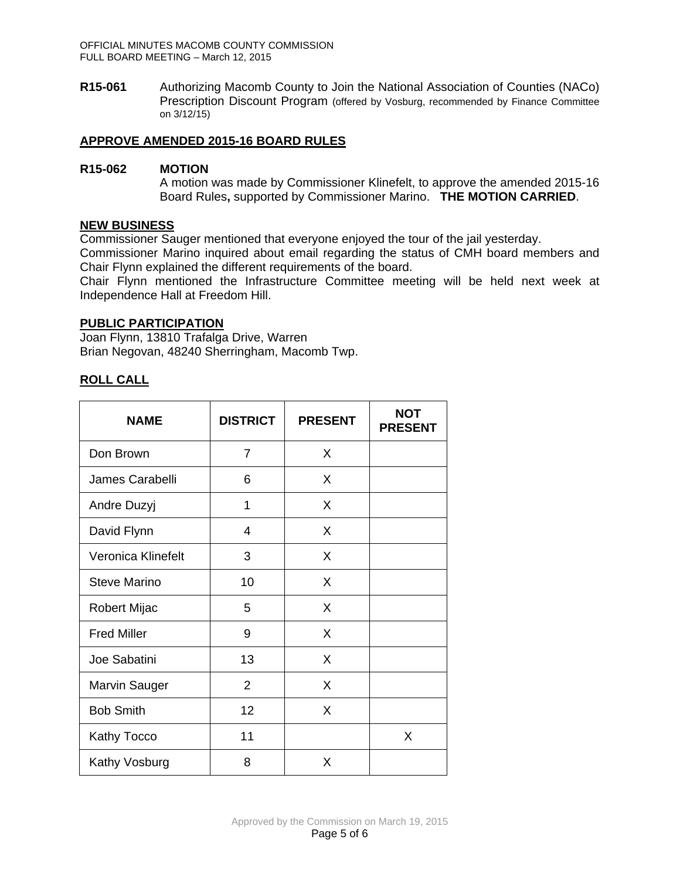**R15-061** Authorizing Macomb County to Join the National Association of Counties (NACo) Prescription Discount Program (offered by Vosburg, recommended by Finance Committee on 3/12/15)

## APPROVE AMENDED 2015-16 BOARD RULES

**R15-062 MOTION**

A motion was made by Commissioner Klinefelt, to approve the amended 2015-16 Board Rules**,** supported by Commissioner Marino. **THE MOTION CARRIED**.

## NEW BUSINESS

Commissioner Sauger mentioned that everyone enjoyed the tour of the jail yesterday.

Commissioner Marino inquired about email regarding the status of CMH board members and Chair Flynn explained the different requirements of the board.

Chair Flynn mentioned the Infrastructure Committee meeting will be held next week at Independence Hall at Freedom Hill.

## PUBLIC PARTICIPATION

Joan Flynn, 13810 Trafalga Drive, Warren
Brian Negovan, 48240 Sherringham, Macomb Twp.

## ROLL CALL

| NAME | DISTRICT | PRESENT | NOT PRESENT |
|---|---|---|---|
| Don Brown | 7 | X | |
| James Carabelli | 6 | X | |
| Andre Duzyj | 1 | X | |
| David Flynn | 4 | X | |
| Veronica Klinefelt | 3 | X | |
| Steve Marino | 10 | X | |
| Robert Mijac | 5 | X | |
| Fred Miller | 9 | X | |
| Joe Sabatini | 13 | X | |
| Marvin Sauger | 2 | X | |
| Bob Smith | 12 | X | |
| Kathy Tocco | 11 | | X |
| Kathy Vosburg | 8 | X | |

Approved by the Commission on March 19, 2015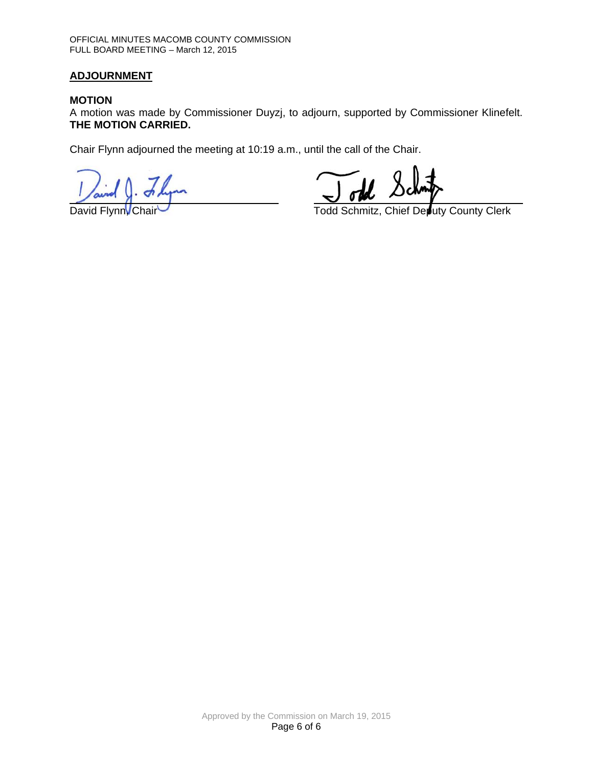## ADJOURNMENT

**MOTION**

A motion was made by Commissioner Duyzj, to adjourn, supported by Commissioner Klinefelt. **THE MOTION CARRIED.**

Chair Flynn adjourned the meeting at 10:19 a.m., until the call of the Chair.

David Flynn, Chair

Todd Schmitz, Chief Deputy County Clerk

Approved by the Commission on March 19, 2015